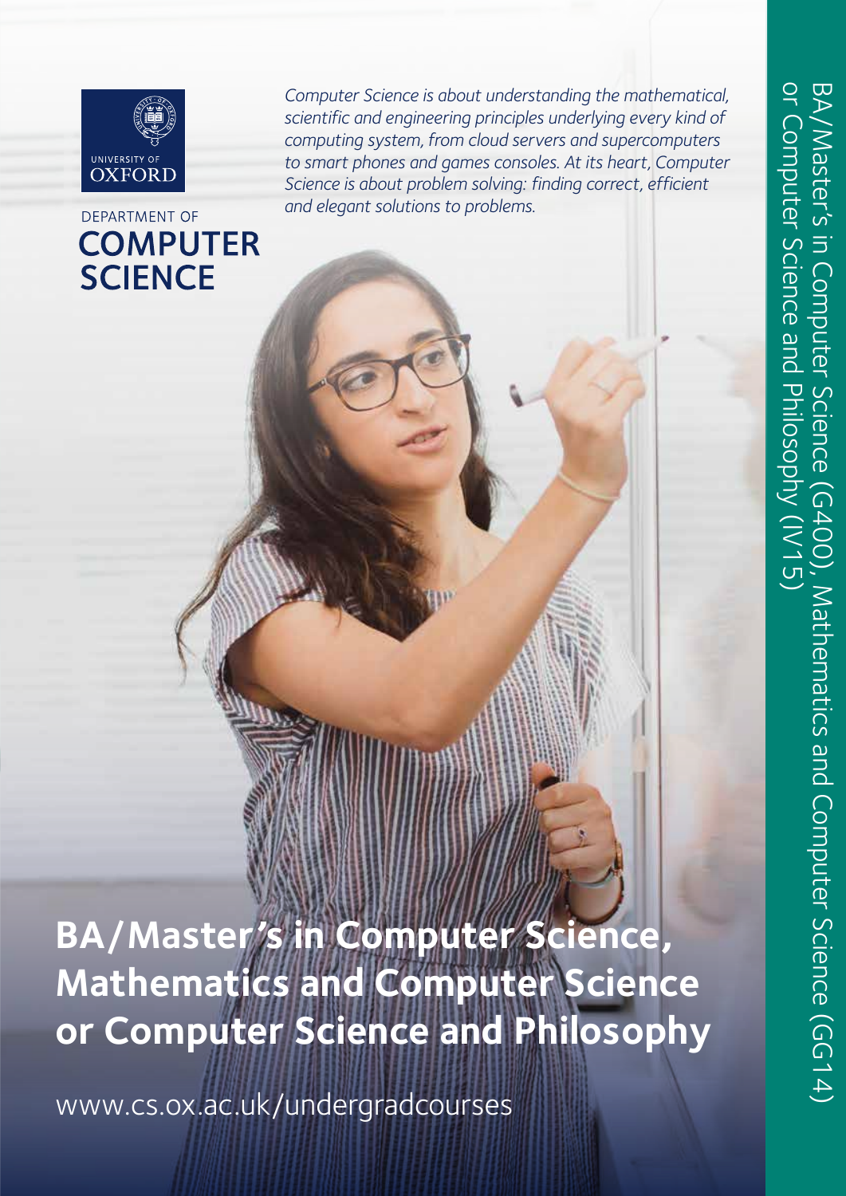UNIVERSITY OF OXFORD

DEPARTMENT OF
**COMPUTER SCIENCE**

*Computer Science is about understanding the mathematical, scientific and engineering principles underlying every kind of computing system, from cloud servers and supercomputers to smart phones and games consoles. At its heart, Computer Science is about problem solving: finding correct, efficient and elegant solutions to problems.*

# BA/Master's in Computer Science, Mathematics and Computer Science or Computer Science and Philosophy

www.cs.ox.ac.uk/undergradcourses

BA/Master's in Computer Science (G400), Mathematics and Computer Science (GG14) or Computer Science and Philosophy (IV15)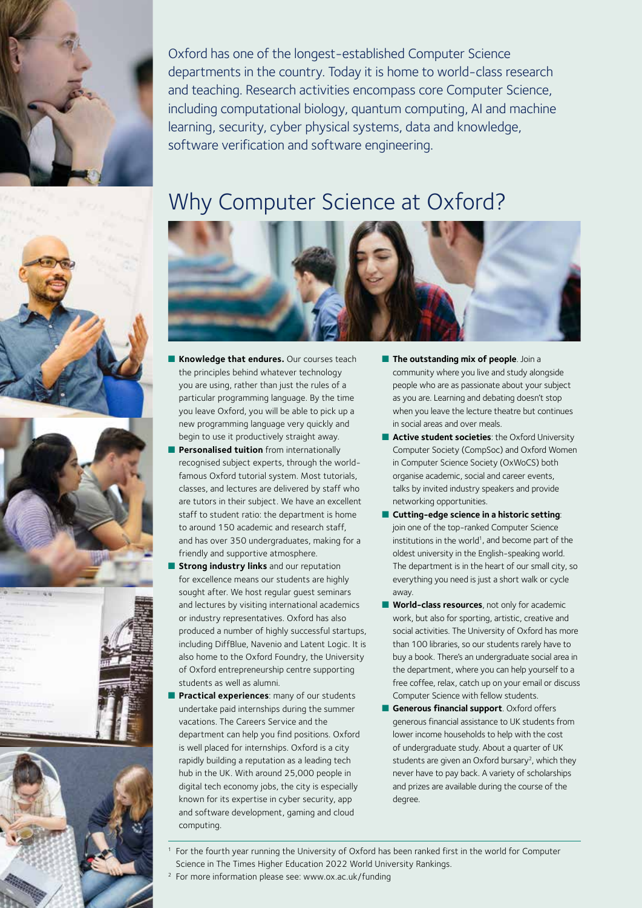Oxford has one of the longest-established Computer Science departments in the country. Today it is home to world-class research and teaching. Research activities encompass core Computer Science, including computational biology, quantum computing, AI and machine learning, security, cyber physical systems, data and knowledge, software verification and software engineering.

## Why Computer Science at Oxford?

- **Knowledge that endures.** Our courses teach the principles behind whatever technology you are using, rather than just the rules of a particular programming language. By the time you leave Oxford, you will be able to pick up a new programming language very quickly and begin to use it productively straight away.
- **Personalised tuition** from internationally recognised subject experts, through the world-famous Oxford tutorial system. Most tutorials, classes, and lectures are delivered by staff who are tutors in their subject. We have an excellent staff to student ratio: the department is home to around 150 academic and research staff, and has over 350 undergraduates, making for a friendly and supportive atmosphere.
- **Strong industry links** and our reputation for excellence means our students are highly sought after. We host regular guest seminars and lectures by visiting international academics or industry representatives. Oxford has also produced a number of highly successful startups, including DiffBlue, Navenio and Latent Logic. It is also home to the Oxford Foundry, the University of Oxford entrepreneurship centre supporting students as well as alumni.
- **Practical experiences**: many of our students undertake paid internships during the summer vacations. The Careers Service and the department can help you find positions. Oxford is well placed for internships. Oxford is a city rapidly building a reputation as a leading tech hub in the UK. With around 25,000 people in digital tech economy jobs, the city is especially known for its expertise in cyber security, app and software development, gaming and cloud computing.
- **The outstanding mix of people**. Join a community where you live and study alongside people who are as passionate about your subject as you are. Learning and debating doesn't stop when you leave the lecture theatre but continues in social areas and over meals.
- **Active student societies**: the Oxford University Computer Society (CompSoc) and Oxford Women in Computer Science Society (OxWoCS) both organise academic, social and career events, talks by invited industry speakers and provide networking opportunities.
- **Cutting-edge science in a historic setting**: join one of the top-ranked Computer Science institutions in the world[1], and become part of the oldest university in the English-speaking world. The department is in the heart of our small city, so everything you need is just a short walk or cycle away.
- **World-class resources**, not only for academic work, but also for sporting, artistic, creative and social activities. The University of Oxford has more than 100 libraries, so our students rarely have to buy a book. There's an undergraduate social area in the department, where you can help yourself to a free coffee, relax, catch up on your email or discuss Computer Science with fellow students.
- **Generous financial support**. Oxford offers generous financial assistance to UK students from lower income households to help with the cost of undergraduate study. About a quarter of UK students are given an Oxford bursary[2], which they never have to pay back. A variety of scholarships and prizes are available during the course of the degree.

[1] For the fourth year running the University of Oxford has been ranked first in the world for Computer Science in The Times Higher Education 2022 World University Rankings.

[2] For more information please see: www.ox.ac.uk/funding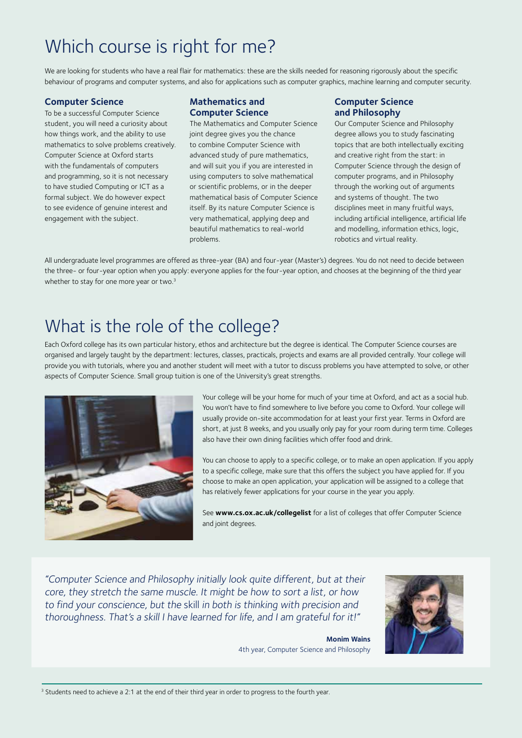# Which course is right for me?

We are looking for students who have a real flair for mathematics: these are the skills needed for reasoning rigorously about the specific behaviour of programs and computer systems, and also for applications such as computer graphics, machine learning and computer security.

### Computer Science

To be a successful Computer Science student, you will need a curiosity about how things work, and the ability to use mathematics to solve problems creatively. Computer Science at Oxford starts with the fundamentals of computers and programming, so it is not necessary to have studied Computing or ICT as a formal subject. We do however expect to see evidence of genuine interest and engagement with the subject.

### Mathematics and Computer Science

The Mathematics and Computer Science joint degree gives you the chance to combine Computer Science with advanced study of pure mathematics, and will suit you if you are interested in using computers to solve mathematical or scientific problems, or in the deeper mathematical basis of Computer Science itself. By its nature Computer Science is very mathematical, applying deep and beautiful mathematics to real-world problems.

### Computer Science and Philosophy

Our Computer Science and Philosophy degree allows you to study fascinating topics that are both intellectually exciting and creative right from the start: in Computer Science through the design of computer programs, and in Philosophy through the working out of arguments and systems of thought. The two disciplines meet in many fruitful ways, including artificial intelligence, artificial life and modelling, information ethics, logic, robotics and virtual reality.

All undergraduate level programmes are offered as three-year (BA) and four-year (Master's) degrees. You do not need to decide between the three- or four-year option when you apply: everyone applies for the four-year option, and chooses at the beginning of the third year whether to stay for one more year or two.[3]

# What is the role of the college?

Each Oxford college has its own particular history, ethos and architecture but the degree is identical. The Computer Science courses are organised and largely taught by the department: lectures, classes, practicals, projects and exams are all provided centrally. Your college will provide you with tutorials, where you and another student will meet with a tutor to discuss problems you have attempted to solve, or other aspects of Computer Science. Small group tuition is one of the University's great strengths.

Your college will be your home for much of your time at Oxford, and act as a social hub. You won't have to find somewhere to live before you come to Oxford. Your college will usually provide on-site accommodation for at least your first year. Terms in Oxford are short, at just 8 weeks, and you usually only pay for your room during term time. Colleges also have their own dining facilities which offer food and drink.

You can choose to apply to a specific college, or to make an open application. If you apply to a specific college, make sure that this offers the subject you have applied for. If you choose to make an open application, your application will be assigned to a college that has relatively fewer applications for your course in the year you apply.

See **www.cs.ox.ac.uk/collegelist** for a list of colleges that offer Computer Science and joint degrees.

*"Computer Science and Philosophy initially look quite different, but at their core, they stretch the same muscle. It might be how to sort a list, or how to find your conscience, but the skill in both is thinking with precision and thoroughness. That's a skill I have learned for life, and I am grateful for it!"*

**Monim Wains**
4th year, Computer Science and Philosophy

---

[3] Students need to achieve a 2:1 at the end of their third year in order to progress to the fourth year.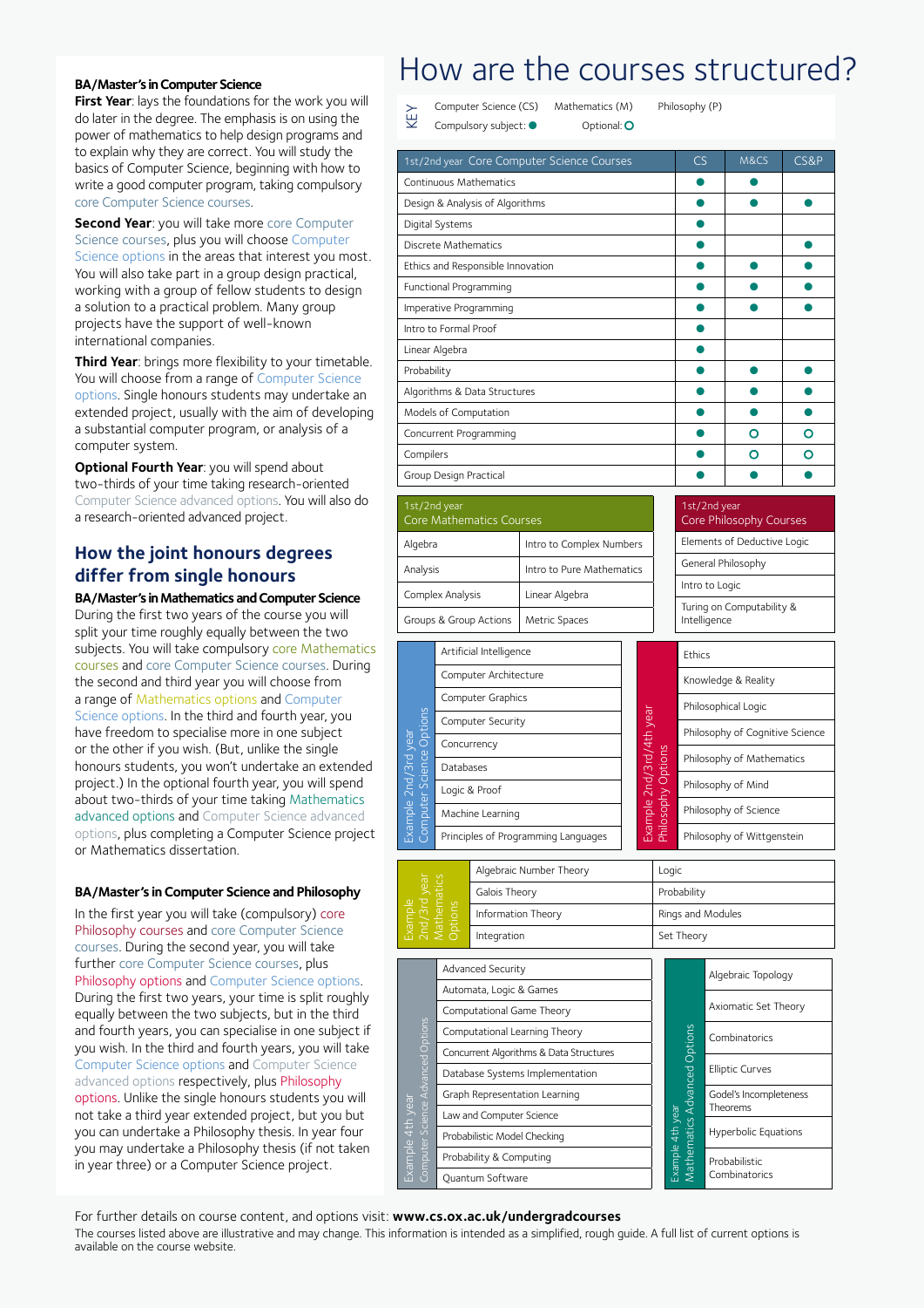**BA/Master's in Computer Science**

**First Year**: lays the foundations for the work you will do later in the degree. The emphasis is on using the power of mathematics to help design programs and to explain why they are correct. You will study the basics of Computer Science, beginning with how to write a good computer program, taking compulsory core Computer Science courses.

**Second Year**: you will take more core Computer Science courses, plus you will choose Computer Science options in the areas that interest you most. You will also take part in a group design practical, working with a group of fellow students to design a solution to a practical problem. Many group projects have the support of well-known international companies.

**Third Year**: brings more flexibility to your timetable. You will choose from a range of Computer Science options. Single honours students may undertake an extended project, usually with the aim of developing a substantial computer program, or analysis of a computer system.

**Optional Fourth Year**: you will spend about two-thirds of your time taking research-oriented Computer Science advanced options. You will also do a research-oriented advanced project.

## How the joint honours degrees differ from single honours

**BA/Master's in Mathematics and Computer Science**

During the first two years of the course you will split your time roughly equally between the two subjects. You will take compulsory core Mathematics courses and core Computer Science courses. During the second and third year you will choose from a range of Mathematics options and Computer Science options. In the third and fourth year, you have freedom to specialise more in one subject or the other if you wish. (But, unlike the single honours students, you won't undertake an extended project.) In the optional fourth year, you will spend about two-thirds of your time taking Mathematics advanced options and Computer Science advanced options, plus completing a Computer Science project or Mathematics dissertation.

**BA/Master's in Computer Science and Philosophy**

In the first year you will take (compulsory) core Philosophy courses and core Computer Science courses. During the second year, you will take further core Computer Science courses, plus Philosophy options and Computer Science options. During the first two years, your time is split roughly equally between the two subjects, but in the third and fourth years, you can specialise in one subject if you wish. In the third and fourth years, you will take Computer Science options and Computer Science advanced options respectively, plus Philosophy options. Unlike the single honours students you will not take a third year extended project, but you but you can undertake a Philosophy thesis. In year four you may undertake a Philosophy thesis (if not taken in year three) or a Computer Science project.

# How are the courses structured?

KEY: Computer Science (CS) · Mathematics (M) · Philosophy (P) · Compulsory subject: ● · Optional: ○

| 1st/2nd year Core Computer Science Courses | CS | M&CS | CS&P |
|---|---|---|---|
| Continuous Mathematics | ● | ● | |
| Design & Analysis of Algorithms | ● | ● | ● |
| Digital Systems | ● | | |
| Discrete Mathematics | ● | | ● |
| Ethics and Responsible Innovation | ● | ● | ● |
| Functional Programming | ● | ● | ● |
| Imperative Programming | ● | ● | ● |
| Intro to Formal Proof | ● | | |
| Linear Algebra | ● | | |
| Probability | ● | ● | ● |
| Algorithms & Data Structures | ● | ● | ● |
| Models of Computation | ● | ● | ● |
| Concurrent Programming | ● | ○ | ○ |
| Compilers | ● | ○ | ○ |
| Group Design Practical | ● | ● | ● |

| 1st/2nd year Core Mathematics Courses | |
|---|---|
| Algebra | Intro to Complex Numbers |
| Analysis | Intro to Pure Mathematics |
| Complex Analysis | Linear Algebra |
| Groups & Group Actions | Metric Spaces |

| 1st/2nd year Core Philosophy Courses |
|---|
| Elements of Deductive Logic |
| General Philosophy |
| Intro to Logic |
| Turing on Computability & Intelligence |

| Example 2nd/3rd year Computer Science Options |
|---|
| Artificial Intelligence |
| Computer Architecture |
| Computer Graphics |
| Computer Security |
| Concurrency |
| Databases |
| Logic & Proof |
| Machine Learning |
| Principles of Programming Languages |

| Example 2nd/3rd/4th year Philosophy Options |
|---|
| Ethics |
| Knowledge & Reality |
| Philosophical Logic |
| Philosophy of Cognitive Science |
| Philosophy of Mathematics |
| Philosophy of Mind |
| Philosophy of Science |
| Philosophy of Wittgenstein |

| Example 2nd/3rd year Mathematics Options | |
|---|---|
| Algebraic Number Theory | Logic |
| Galois Theory | Probability |
| Information Theory | Rings and Modules |
| Integration | Set Theory |

| Example 4th year Computer Science Advanced Options |
|---|
| Advanced Security |
| Automata, Logic & Games |
| Computational Game Theory |
| Computational Learning Theory |
| Concurrent Algorithms & Data Structures |
| Database Systems Implementation |
| Graph Representation Learning |
| Law and Computer Science |
| Probabilistic Model Checking |
| Probability & Computing |
| Quantum Software |

| Example 4th year Mathematics Advanced Options |
|---|
| Algebraic Topology |
| Axiomatic Set Theory |
| Combinatorics |
| Elliptic Curves |
| Godel's Incompleteness Theorems |
| Hyperbolic Equations |
| Probabilistic Combinatorics |

For further details on course content, and options visit: **www.cs.ox.ac.uk/undergradcourses**

The courses listed above are illustrative and may change. This information is intended as a simplified, rough guide. A full list of current options is available on the course website.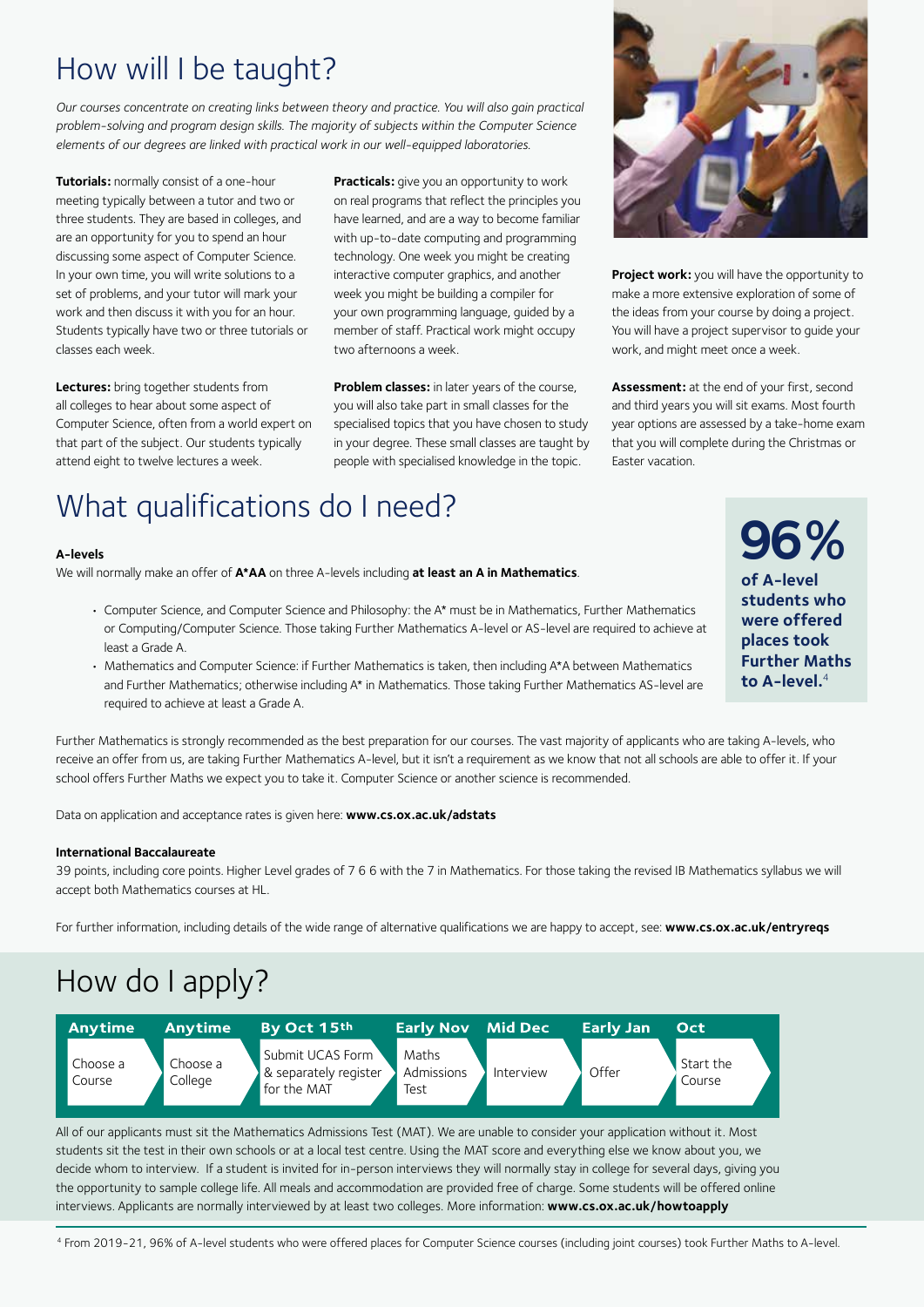# How will I be taught?

*Our courses concentrate on creating links between theory and practice. You will also gain practical problem-solving and program design skills. The majority of subjects within the Computer Science elements of our degrees are linked with practical work in our well-equipped laboratories.*

**Tutorials:** normally consist of a one-hour meeting typically between a tutor and two or three students. They are based in colleges, and are an opportunity for you to spend an hour discussing some aspect of Computer Science. In your own time, you will write solutions to a set of problems, and your tutor will mark your work and then discuss it with you for an hour. Students typically have two or three tutorials or classes each week.

**Lectures:** bring together students from all colleges to hear about some aspect of Computer Science, often from a world expert on that part of the subject. Our students typically attend eight to twelve lectures a week.

**Practicals:** give you an opportunity to work on real programs that reflect the principles you have learned, and are a way to become familiar with up-to-date computing and programming technology. One week you might be creating interactive computer graphics, and another week you might be building a compiler for your own programming language, guided by a member of staff. Practical work might occupy two afternoons a week.

**Problem classes:** in later years of the course, you will also take part in small classes for the specialised topics that you have chosen to study in your degree. These small classes are taught by people with specialised knowledge in the topic.

**Project work:** you will have the opportunity to make a more extensive exploration of some of the ideas from your course by doing a project. You will have a project supervisor to guide your work, and might meet once a week.

**Assessment:** at the end of your first, second and third years you will sit exams. Most fourth year options are assessed by a take-home exam that you will complete during the Christmas or Easter vacation.

# What qualifications do I need?

**A-levels**

We will normally make an offer of **A\*AA** on three A-levels including **at least an A in Mathematics**.

- Computer Science, and Computer Science and Philosophy: the A* must be in Mathematics, Further Mathematics or Computing/Computer Science. Those taking Further Mathematics A-level or AS-level are required to achieve at least a Grade A.
- Mathematics and Computer Science: if Further Mathematics is taken, then including A*A between Mathematics and Further Mathematics; otherwise including A* in Mathematics. Those taking Further Mathematics AS-level are required to achieve at least a Grade A.

**96%**

**of A-level students who were offered places took Further Maths to A-level.**[4]

Further Mathematics is strongly recommended as the best preparation for our courses. The vast majority of applicants who are taking A-levels, who receive an offer from us, are taking Further Mathematics A-level, but it isn't a requirement as we know that not all schools are able to offer it. If your school offers Further Maths we expect you to take it. Computer Science or another science is recommended.

Data on application and acceptance rates is given here: **www.cs.ox.ac.uk/adstats**

**International Baccalaureate**

39 points, including core points. Higher Level grades of 7 6 6 with the 7 in Mathematics. For those taking the revised IB Mathematics syllabus we will accept both Mathematics courses at HL.

For further information, including details of the wide range of alternative qualifications we are happy to accept, see: **www.cs.ox.ac.uk/entryreqs**

# How do I apply?

| Anytime | Anytime | By Oct 15th | Early Nov | Mid Dec | Early Jan | Oct |
|---|---|---|---|---|---|---|
| Choose a Course | Choose a College | Submit UCAS Form & separately register for the MAT | Maths Admissions Test | Interview | Offer | Start the Course |

All of our applicants must sit the Mathematics Admissions Test (MAT). We are unable to consider your application without it. Most students sit the test in their own schools or at a local test centre. Using the MAT score and everything else we know about you, we decide whom to interview. If a student is invited for in-person interviews they will normally stay in college for several days, giving you the opportunity to sample college life. All meals and accommodation are provided free of charge. Some students will be offered online interviews. Applicants are normally interviewed by at least two colleges. More information: **www.cs.ox.ac.uk/howtoapply**

[4] From 2019-21, 96% of A-level students who were offered places for Computer Science courses (including joint courses) took Further Maths to A-level.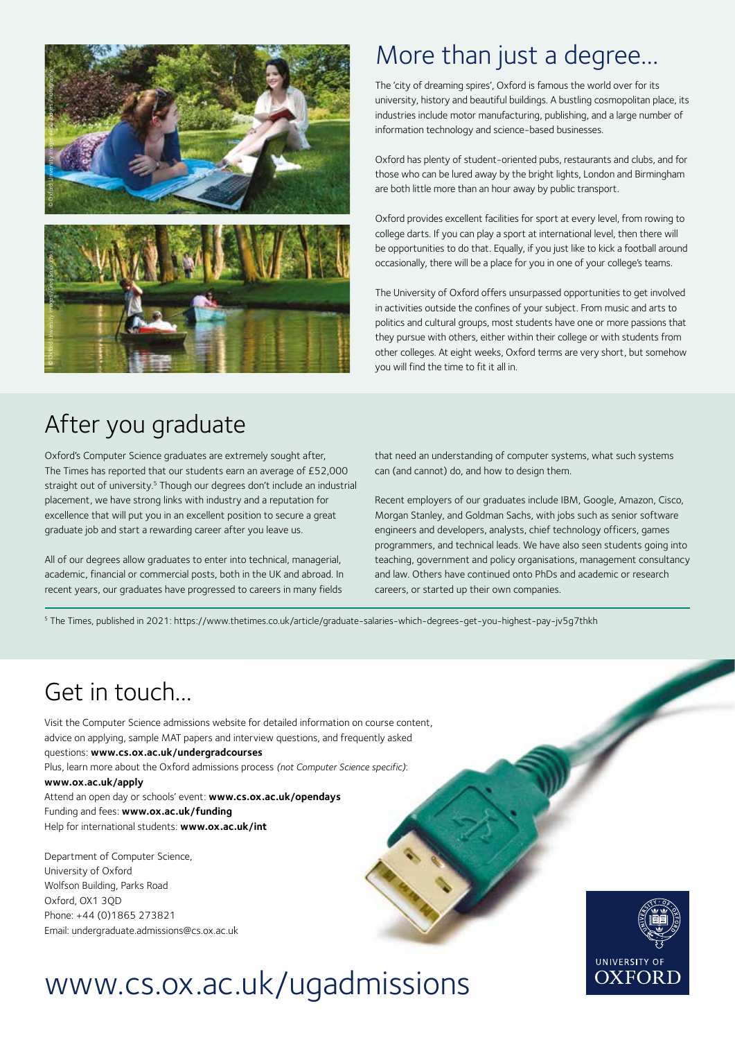# More than just a degree...

The 'city of dreaming spires', Oxford is famous the world over for its university, history and beautiful buildings. A bustling cosmopolitan place, its industries include motor manufacturing, publishing, and a large number of information technology and science-based businesses.

Oxford has plenty of student-oriented pubs, restaurants and clubs, and for those who can be lured away by the bright lights, London and Birmingham are both little more than an hour away by public transport.

Oxford provides excellent facilities for sport at every level, from rowing to college darts. If you can play a sport at international level, then there will be opportunities to do that. Equally, if you just like to kick a football around occasionally, there will be a place for you in one of your college's teams.

The University of Oxford offers unsurpassed opportunities to get involved in activities outside the confines of your subject. From music and arts to politics and cultural groups, most students have one or more passions that they pursue with others, either within their college or with students from other colleges. At eight weeks, Oxford terms are very short, but somehow you will find the time to fit it all in.

# After you graduate

Oxford's Computer Science graduates are extremely sought after, The Times has reported that our students earn an average of £52,000 straight out of university.[5] Though our degrees don't include an industrial placement, we have strong links with industry and a reputation for excellence that will put you in an excellent position to secure a great graduate job and start a rewarding career after you leave us.

All of our degrees allow graduates to enter into technical, managerial, academic, financial or commercial posts, both in the UK and abroad. In recent years, our graduates have progressed to careers in many fields that need an understanding of computer systems, what such systems can (and cannot) do, and how to design them.

Recent employers of our graduates include IBM, Google, Amazon, Cisco, Morgan Stanley, and Goldman Sachs, with jobs such as senior software engineers and developers, analysts, chief technology officers, games programmers, and technical leads. We have also seen students going into teaching, government and policy organisations, management consultancy and law. Others have continued onto PhDs and academic or research careers, or started up their own companies.

[5] The Times, published in 2021: https://www.thetimes.co.uk/article/graduate-salaries-which-degrees-get-you-highest-pay-jv5g7thkh

# Get in touch...

Visit the Computer Science admissions website for detailed information on course content, advice on applying, sample MAT papers and interview questions, and frequently asked questions: **www.cs.ox.ac.uk/undergradcourses**

Plus, learn more about the Oxford admissions process *(not Computer Science specific)*: **www.ox.ac.uk/apply**

Attend an open day or schools' event: **www.cs.ox.ac.uk/opendays**

Funding and fees: **www.ox.ac.uk/funding**

Help for international students: **www.ox.ac.uk/int**

Department of Computer Science,
University of Oxford
Wolfson Building, Parks Road
Oxford, OX1 3QD
Phone: +44 (0)1865 273821
Email: undergraduate.admissions@cs.ox.ac.uk

# www.cs.ox.ac.uk/ugadmissions

UNIVERSITY OF OXFORD